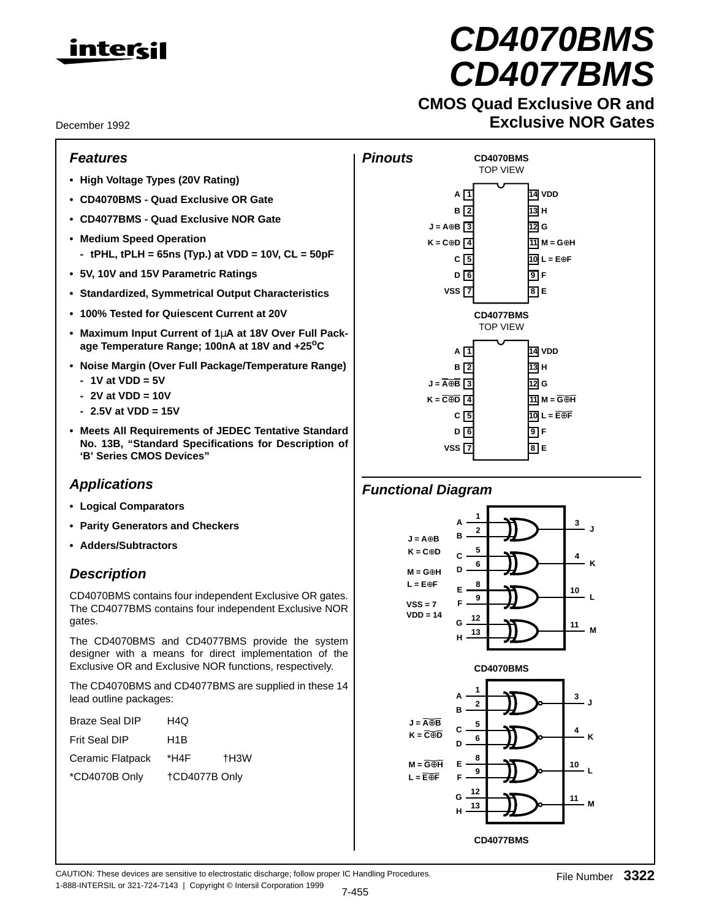# CD4070BMS CD4077BMS

## CMOS Quad Exclusive OR and Exclusive NOR Gates

December 1992

### Features

- High Voltage Types (20V Rating)
- CD4070BMS - Quad Exclusive OR Gate
- CD4077BMS - Quad Exclusive NOR Gate
- Medium Speed Operation
  - tPHL, tPLH = 65ns (Typ.) at VDD = 10V, CL = 50pF
- 5V, 10V and 15V Parametric Ratings
- Standardized, Symmetrical Output Characteristics
- 100% Tested for Quiescent Current at 20V
- Maximum Input Current of 1μA at 18V Over Full Package Temperature Range; 100nA at 18V and +25°C
- Noise Margin (Over Full Package/Temperature Range)
  - 1V at VDD = 5V
  - 2V at VDD = 10V
  - 2.5V at VDD = 15V
- Meets All Requirements of JEDEC Tentative Standard No. 13B, "Standard Specifications for Description of 'B' Series CMOS Devices"

### Applications

- Logical Comparators
- Parity Generators and Checkers
- Adders/Subtractors

### Description

CD4070BMS contains four independent Exclusive OR gates. The CD4077BMS contains four independent Exclusive NOR gates.

The CD4070BMS and CD4077BMS provide the system designer with a means for direct implementation of the Exclusive OR and Exclusive NOR functions, respectively.

The CD4070BMS and CD4077BMS are supplied in these 14 lead outline packages:

| | | |
|---|---|---|
| Braze Seal DIP | H4Q | |
| Frit Seal DIP | H1B | |
| Ceramic Flatpack | *H4F | †H3W |
| *CD4070B Only | †CD4077B Only | |

### Pinouts

**CD4070BMS**
TOP VIEW

| Pin | Function | Pin | Function |
|---|---|---|---|
| 1 | A | 14 | VDD |
| 2 | B | 13 | H |
| 3 | J = A⊕B | 12 | G |
| 4 | K = C⊕D | 11 | M = G⊕H |
| 5 | C | 10 | L = E⊕F |
| 6 | D | 9 | F |
| 7 | VSS | 8 | E |

**CD4077BMS**
TOP VIEW

| Pin | Function | Pin | Function |
|---|---|---|---|
| 1 | A | 14 | VDD |
| 2 | B | 13 | H |
| 3 | J = $\overline{A \oplus B}$ | 12 | G |
| 4 | K = $\overline{C \oplus D}$ | 11 | M = $\overline{G \oplus H}$ |
| 5 | C | 10 | L = $\overline{E \oplus F}$ |
| 6 | D | 9 | F |
| 7 | VSS | 8 | E |

### Functional Diagram

**CD4070BMS**

J = A⊕B
K = C⊕D
M = G⊕H
L = E⊕F
VSS = 7
VDD = 14

Inputs A (1), B (2) → Output J (3); C (5), D (6) → K (4); E (8), F (9) → L (10); G (12), H (13) → M (11)

**CD4077BMS**

J = $\overline{A \oplus B}$
K = $\overline{C \oplus D}$
M = $\overline{G \oplus H}$
L = $\overline{E \oplus F}$

Inputs A (1), B (2) → Output J (3); C (5), D (6) → K (4); E (8), F (9) → L (10); G (12), H (13) → M (11)

CAUTION: These devices are sensitive to electrostatic discharge; follow proper IC Handling Procedures.
1-888-INTERSIL or 321-724-7143 | Copyright © Intersil Corporation 1999

File Number 3322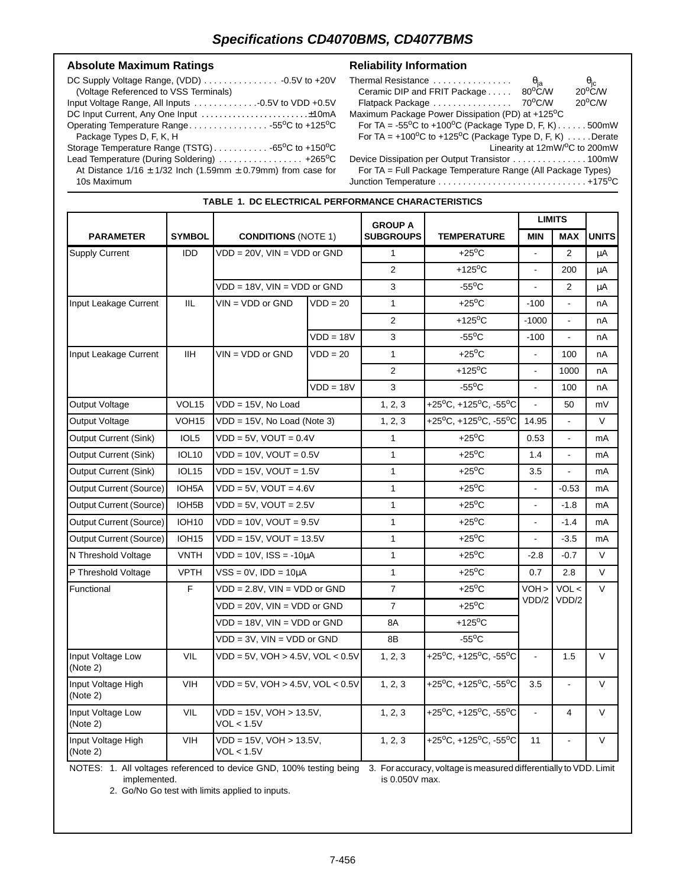## Specifications CD4070BMS, CD4077BMS

### Absolute Maximum Ratings

DC Supply Voltage Range, (VDD) . . . . . . . . . . . . . . . -0.5V to +20V
(Voltage Referenced to VSS Terminals)
Input Voltage Range, All Inputs . . . . . . . . . . . . .-0.5V to VDD +0.5V
DC Input Current, Any One Input . . . . . . . . . . . . . . . . . . . . . . . .±10mA
Operating Temperature Range. . . . . . . . . . . . . . . . -55°C to +125°C
Package Types D, F, K, H
Storage Temperature Range (TSTG) . . . . . . . . . . . -65°C to +150°C
Lead Temperature (During Soldering) . . . . . . . . . . . . . . . . . +265°C
At Distance 1/16 ± 1/32 Inch (1.59mm ± 0.79mm) from case for 10s Maximum

### Reliability Information

Thermal Resistance . . . . . . . . . . . . . . . . $\theta_{ja}$ $\theta_{jc}$
Ceramic DIP and FRIT Package . . . . . 80°C/W 20°C/W
Flatpack Package . . . . . . . . . . . . . . . 70°C/W 20°C/W
Maximum Package Power Dissipation (PD) at +125°C
For TA = -55°C to +100°C (Package Type D, F, K) . . . . . . 500mW
For TA = +100°C to +125°C (Package Type D, F, K) . . . . .Derate Linearity at 12mW/°C to 200mW
Device Dissipation per Output Transistor . . . . . . . . . . . . . . . 100mW
For TA = Full Package Temperature Range (All Package Types)
Junction Temperature . . . . . . . . . . . . . . . . . . . . . . . . . . . . . +175°C

**TABLE 1. DC ELECTRICAL PERFORMANCE CHARACTERISTICS**

| PARAMETER | SYMBOL | CONDITIONS (NOTE 1) | | GROUP A SUBGROUPS | TEMPERATURE | LIMITS MIN | LIMITS MAX | UNITS |
|---|---|---|---|---|---|---|---|---|
| Supply Current | IDD | VDD = 20V, VIN = VDD or GND | | 1 | +25°C | - | 2 | µA |
| | | | | 2 | +125°C | - | 200 | µA |
| | | VDD = 18V, VIN = VDD or GND | | 3 | -55°C | - | 2 | µA |
| Input Leakage Current | IIL | VIN = VDD or GND | VDD = 20 | 1 | +25°C | -100 | - | nA |
| | | | | 2 | +125°C | -1000 | - | nA |
| | | | VDD = 18V | 3 | -55°C | -100 | - | nA |
| Input Leakage Current | IIH | VIN = VDD or GND | VDD = 20 | 1 | +25°C | - | 100 | nA |
| | | | | 2 | +125°C | - | 1000 | nA |
| | | | VDD = 18V | 3 | -55°C | - | 100 | nA |
| Output Voltage | VOL15 | VDD = 15V, No Load | | 1, 2, 3 | +25°C, +125°C, -55°C | - | 50 | mV |
| Output Voltage | VOH15 | VDD = 15V, No Load (Note 3) | | 1, 2, 3 | +25°C, +125°C, -55°C | 14.95 | - | V |
| Output Current (Sink) | IOL5 | VDD = 5V, VOUT = 0.4V | | 1 | +25°C | 0.53 | - | mA |
| Output Current (Sink) | IOL10 | VDD = 10V, VOUT = 0.5V | | 1 | +25°C | 1.4 | - | mA |
| Output Current (Sink) | IOL15 | VDD = 15V, VOUT = 1.5V | | 1 | +25°C | 3.5 | - | mA |
| Output Current (Source) | IOH5A | VDD = 5V, VOUT = 4.6V | | 1 | +25°C | - | -0.53 | mA |
| Output Current (Source) | IOH5B | VDD = 5V, VOUT = 2.5V | | 1 | +25°C | - | -1.8 | mA |
| Output Current (Source) | IOH10 | VDD = 10V, VOUT = 9.5V | | 1 | +25°C | - | -1.4 | mA |
| Output Current (Source) | IOH15 | VDD = 15V, VOUT = 13.5V | | 1 | +25°C | - | -3.5 | mA |
| N Threshold Voltage | VNTH | VDD = 10V, ISS = -10µA | | 1 | +25°C | -2.8 | -0.7 | V |
| P Threshold Voltage | VPTH | VSS = 0V, IDD = 10µA | | 1 | +25°C | 0.7 | 2.8 | V |
| Functional | F | VDD = 2.8V, VIN = VDD or GND | | 7 | +25°C | VOH > VDD/2 | VOL < VDD/2 | V |
| | | VDD = 20V, VIN = VDD or GND | | 7 | +25°C | | | |
| | | VDD = 18V, VIN = VDD or GND | | 8A | +125°C | | | |
| | | VDD = 3V, VIN = VDD or GND | | 8B | -55°C | | | |
| Input Voltage Low (Note 2) | VIL | VDD = 5V, VOH > 4.5V, VOL < 0.5V | | 1, 2, 3 | +25°C, +125°C, -55°C | - | 1.5 | V |
| Input Voltage High (Note 2) | VIH | VDD = 5V, VOH > 4.5V, VOL < 0.5V | | 1, 2, 3 | +25°C, +125°C, -55°C | 3.5 | - | V |
| Input Voltage Low (Note 2) | VIL | VDD = 15V, VOH > 13.5V, VOL < 1.5V | | 1, 2, 3 | +25°C, +125°C, -55°C | - | 4 | V |
| Input Voltage High (Note 2) | VIH | VDD = 15V, VOH > 13.5V, VOL < 1.5V | | 1, 2, 3 | +25°C, +125°C, -55°C | 11 | - | V |

NOTES:
1. All voltages referenced to device GND, 100% testing being implemented.
2. Go/No Go test with limits applied to inputs.
3. For accuracy, voltage is measured differentially to VDD. Limit is 0.050V max.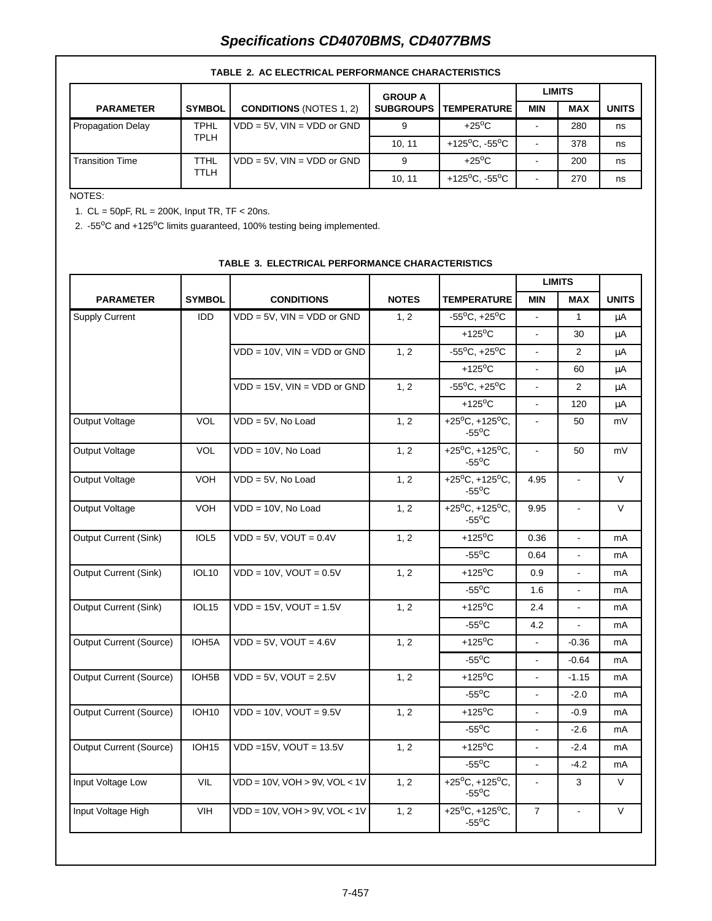## TABLE 2. AC ELECTRICAL PERFORMANCE CHARACTERISTICS

| PARAMETER | SYMBOL | CONDITIONS (NOTES 1, 2) | GROUP A SUBGROUPS | TEMPERATURE | LIMITS MIN | LIMITS MAX | UNITS |
|---|---|---|---|---|---|---|---|
| Propagation Delay | TPHL TPLH | VDD = 5V, VIN = VDD or GND | 9 | +25°C | - | 280 | ns |
| | | | 10, 11 | +125°C, -55°C | - | 378 | ns |
| Transition Time | TTHL TTLH | VDD = 5V, VIN = VDD or GND | 9 | +25°C | - | 200 | ns |
| | | | 10, 11 | +125°C, -55°C | - | 270 | ns |

NOTES:

1. CL = 50pF, RL = 200K, Input TR, TF < 20ns.
2. -55°C and +125°C limits guaranteed, 100% testing being implemented.

## TABLE 3. ELECTRICAL PERFORMANCE CHARACTERISTICS

| PARAMETER | SYMBOL | CONDITIONS | NOTES | TEMPERATURE | LIMITS MIN | LIMITS MAX | UNITS |
|---|---|---|---|---|---|---|---|
| Supply Current | IDD | VDD = 5V, VIN = VDD or GND | 1, 2 | -55°C, +25°C | - | 1 | μA |
| | | | | +125°C | - | 30 | μA |
| | | VDD = 10V, VIN = VDD or GND | 1, 2 | -55°C, +25°C | - | 2 | μA |
| | | | | +125°C | - | 60 | μA |
| | | VDD = 15V, VIN = VDD or GND | 1, 2 | -55°C, +25°C | - | 2 | μA |
| | | | | +125°C | - | 120 | μA |
| Output Voltage | VOL | VDD = 5V, No Load | 1, 2 | +25°C, +125°C, -55°C | - | 50 | mV |
| Output Voltage | VOL | VDD = 10V, No Load | 1, 2 | +25°C, +125°C, -55°C | - | 50 | mV |
| Output Voltage | VOH | VDD = 5V, No Load | 1, 2 | +25°C, +125°C, -55°C | 4.95 | - | V |
| Output Voltage | VOH | VDD = 10V, No Load | 1, 2 | +25°C, +125°C, -55°C | 9.95 | - | V |
| Output Current (Sink) | IOL5 | VDD = 5V, VOUT = 0.4V | 1, 2 | +125°C | 0.36 | - | mA |
| | | | | -55°C | 0.64 | - | mA |
| Output Current (Sink) | IOL10 | VDD = 10V, VOUT = 0.5V | 1, 2 | +125°C | 0.9 | - | mA |
| | | | | -55°C | 1.6 | - | mA |
| Output Current (Sink) | IOL15 | VDD = 15V, VOUT = 1.5V | 1, 2 | +125°C | 2.4 | - | mA |
| | | | | -55°C | 4.2 | - | mA |
| Output Current (Source) | IOH5A | VDD = 5V, VOUT = 4.6V | 1, 2 | +125°C | - | -0.36 | mA |
| | | | | -55°C | - | -0.64 | mA |
| Output Current (Source) | IOH5B | VDD = 5V, VOUT = 2.5V | 1, 2 | +125°C | - | -1.15 | mA |
| | | | | -55°C | - | -2.0 | mA |
| Output Current (Source) | IOH10 | VDD = 10V, VOUT = 9.5V | 1, 2 | +125°C | - | -0.9 | mA |
| | | | | -55°C | - | -2.6 | mA |
| Output Current (Source) | IOH15 | VDD =15V, VOUT = 13.5V | 1, 2 | +125°C | - | -2.4 | mA |
| | | | | -55°C | - | -4.2 | mA |
| Input Voltage Low | VIL | VDD = 10V, VOH > 9V, VOL < 1V | 1, 2 | +25°C, +125°C, -55°C | - | 3 | V |
| Input Voltage High | VIH | VDD = 10V, VOH > 9V, VOL < 1V | 1, 2 | +25°C, +125°C, -55°C | 7 | - | V |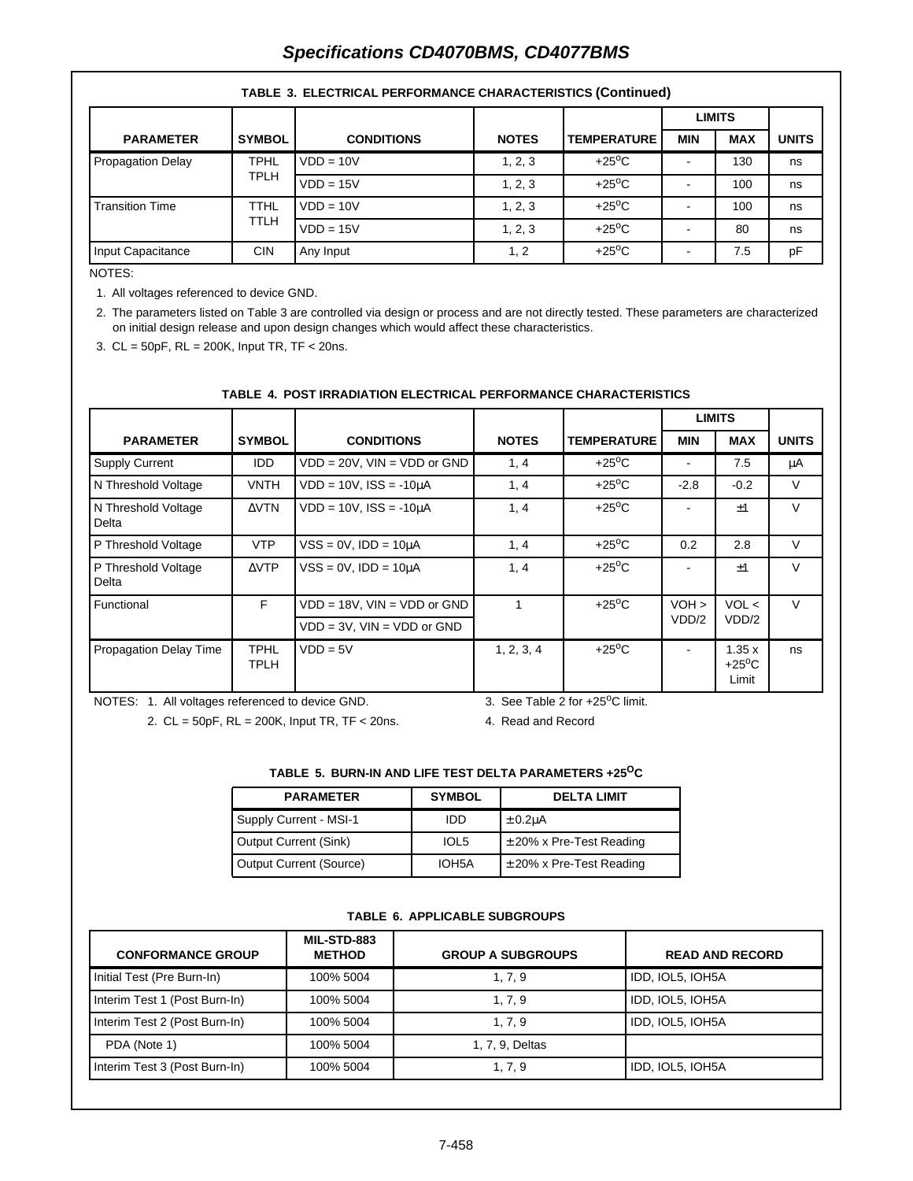**TABLE 3. ELECTRICAL PERFORMANCE CHARACTERISTICS (Continued)**

| PARAMETER | SYMBOL | CONDITIONS | NOTES | TEMPERATURE | LIMITS MIN | LIMITS MAX | UNITS |
|---|---|---|---|---|---|---|---|
| Propagation Delay | TPHL TPLH | VDD = 10V | 1, 2, 3 | +25°C | - | 130 | ns |
| | | VDD = 15V | 1, 2, 3 | +25°C | - | 100 | ns |
| Transition Time | TTHL TTLH | VDD = 10V | 1, 2, 3 | +25°C | - | 100 | ns |
| | | VDD = 15V | 1, 2, 3 | +25°C | - | 80 | ns |
| Input Capacitance | CIN | Any Input | 1, 2 | +25°C | - | 7.5 | pF |

NOTES:

1. All voltages referenced to device GND.
2. The parameters listed on Table 3 are controlled via design or process and are not directly tested. These parameters are characterized on initial design release and upon design changes which would affect these characteristics.
3. CL = 50pF, RL = 200K, Input TR, TF < 20ns.

**TABLE 4. POST IRRADIATION ELECTRICAL PERFORMANCE CHARACTERISTICS**

| PARAMETER | SYMBOL | CONDITIONS | NOTES | TEMPERATURE | LIMITS MIN | LIMITS MAX | UNITS |
|---|---|---|---|---|---|---|---|
| Supply Current | IDD | VDD = 20V, VIN = VDD or GND | 1, 4 | +25°C | - | 7.5 | μA |
| N Threshold Voltage | VNTH | VDD = 10V, ISS = -10μA | 1, 4 | +25°C | -2.8 | -0.2 | V |
| N Threshold Voltage Delta | ΔVTN | VDD = 10V, ISS = -10μA | 1, 4 | +25°C | - | ±1 | V |
| P Threshold Voltage | VTP | VSS = 0V, IDD = 10μA | 1, 4 | +25°C | 0.2 | 2.8 | V |
| P Threshold Voltage Delta | ΔVTP | VSS = 0V, IDD = 10μA | 1, 4 | +25°C | - | ±1 | V |
| Functional | F | VDD = 18V, VIN = VDD or GND | 1 | +25°C | VOH > VDD/2 | VOL < VDD/2 | V |
| | | VDD = 3V, VIN = VDD or GND | | | | | |
| Propagation Delay Time | TPHL TPLH | VDD = 5V | 1, 2, 3, 4 | +25°C | - | 1.35 x +25°C Limit | ns |

NOTES:
1. All voltages referenced to device GND.
2. CL = 50pF, RL = 200K, Input TR, TF < 20ns.
3. See Table 2 for +25°C limit.
4. Read and Record

**TABLE 5. BURN-IN AND LIFE TEST DELTA PARAMETERS +25°C**

| PARAMETER | SYMBOL | DELTA LIMIT |
|---|---|---|
| Supply Current - MSI-1 | IDD | ± 0.2μA |
| Output Current (Sink) | IOL5 | ± 20% x Pre-Test Reading |
| Output Current (Source) | IOH5A | ± 20% x Pre-Test Reading |

**TABLE 6. APPLICABLE SUBGROUPS**

| CONFORMANCE GROUP | MIL-STD-883 METHOD | GROUP A SUBGROUPS | READ AND RECORD |
|---|---|---|---|
| Initial Test (Pre Burn-In) | 100% 5004 | 1, 7, 9 | IDD, IOL5, IOH5A |
| Interim Test 1 (Post Burn-In) | 100% 5004 | 1, 7, 9 | IDD, IOL5, IOH5A |
| Interim Test 2 (Post Burn-In) | 100% 5004 | 1, 7, 9 | IDD, IOL5, IOH5A |
| PDA (Note 1) | 100% 5004 | 1, 7, 9, Deltas | |
| Interim Test 3 (Post Burn-In) | 100% 5004 | 1, 7, 9 | IDD, IOL5, IOH5A |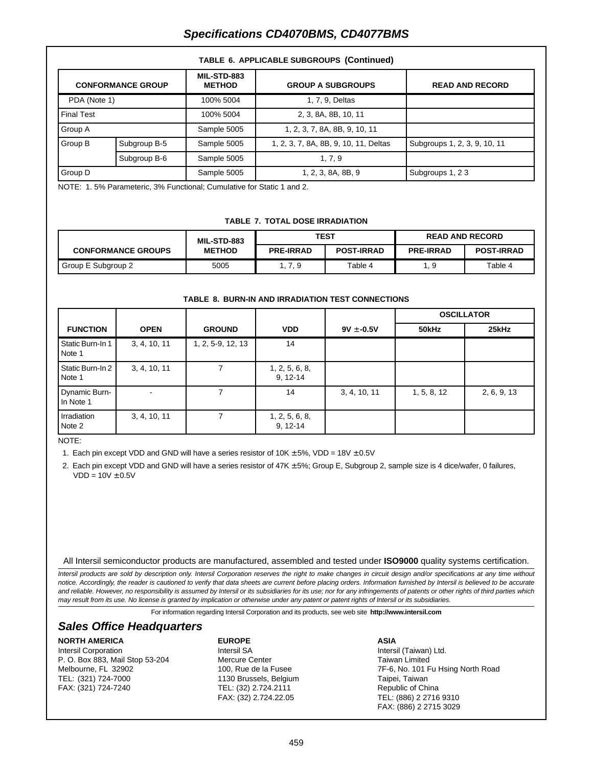# Specifications CD4070BMS, CD4077BMS

**TABLE 6. APPLICABLE SUBGROUPS (Continued)**

| CONFORMANCE GROUP | | MIL-STD-883 METHOD | GROUP A SUBGROUPS | READ AND RECORD |
|---|---|---|---|---|
| PDA (Note 1) | | 100% 5004 | 1, 7, 9, Deltas | |
| Final Test | | 100% 5004 | 2, 3, 8A, 8B, 10, 11 | |
| Group A | | Sample 5005 | 1, 2, 3, 7, 8A, 8B, 9, 10, 11 | |
| Group B | Subgroup B-5 | Sample 5005 | 1, 2, 3, 7, 8A, 8B, 9, 10, 11, Deltas | Subgroups 1, 2, 3, 9, 10, 11 |
| | Subgroup B-6 | Sample 5005 | 1, 7, 9 | |
| Group D | | Sample 5005 | 1, 2, 3, 8A, 8B, 9 | Subgroups 1, 2 3 |

NOTE: 1. 5% Parameteric, 3% Functional; Cumulative for Static 1 and 2.

**TABLE 7. TOTAL DOSE IRRADIATION**

| CONFORMANCE GROUPS | MIL-STD-883 METHOD | TEST | | READ AND RECORD | |
|---|---|---|---|---|---|
| | | PRE-IRRAD | POST-IRRAD | PRE-IRRAD | POST-IRRAD |
| Group E Subgroup 2 | 5005 | 1, 7, 9 | Table 4 | 1, 9 | Table 4 |

**TABLE 8. BURN-IN AND IRRADIATION TEST CONNECTIONS**

| FUNCTION | OPEN | GROUND | VDD | 9V ± -0.5V | OSCILLATOR | |
|---|---|---|---|---|---|---|
| | | | | | 50kHz | 25kHz |
| Static Burn-In 1 Note 1 | 3, 4, 10, 11 | 1, 2, 5-9, 12, 13 | 14 | | | |
| Static Burn-In 2 Note 1 | 3, 4, 10, 11 | 7 | 1, 2, 5, 6, 8, 9, 12-14 | | | |
| Dynamic Burn-In Note 1 | - | 7 | 14 | 3, 4, 10, 11 | 1, 5, 8, 12 | 2, 6, 9, 13 |
| Irradiation Note 2 | 3, 4, 10, 11 | 7 | 1, 2, 5, 6, 8, 9, 12-14 | | | |

NOTE:

1. Each pin except VDD and GND will have a series resistor of 10K ± 5%, VDD = 18V ± 0.5V
2. Each pin except VDD and GND will have a series resistor of 47K ± 5%; Group E, Subgroup 2, sample size is 4 dice/wafer, 0 failures, VDD = 10V ± 0.5V

All Intersil semiconductor products are manufactured, assembled and tested under **ISO9000** quality systems certification.

*Intersil products are sold by description only. Intersil Corporation reserves the right to make changes in circuit design and/or specifications at any time without notice. Accordingly, the reader is cautioned to verify that data sheets are current before placing orders. Information furnished by Intersil is believed to be accurate and reliable. However, no responsibility is assumed by Intersil or its subsidiaries for its use; nor for any infringements of patents or other rights of third parties which may result from its use. No license is granted by implication or otherwise under any patent or patent rights of Intersil or its subsidiaries.*

For information regarding Intersil Corporation and its products, see web site **http://www.intersil.com**

## Sales Office Headquarters

**NORTH AMERICA**
Intersil Corporation
P. O. Box 883, Mail Stop 53-204
Melbourne, FL 32902
TEL: (321) 724-7000
FAX: (321) 724-7240

**EUROPE**
Intersil SA
Mercure Center
100, Rue de la Fusee
1130 Brussels, Belgium
TEL: (32) 2.724.2111
FAX: (32) 2.724.22.05

**ASIA**
Intersil (Taiwan) Ltd.
Taiwan Limited
7F-6, No. 101 Fu Hsing North Road
Taipei, Taiwan
Republic of China
TEL: (886) 2 2716 9310
FAX: (886) 2 2715 3029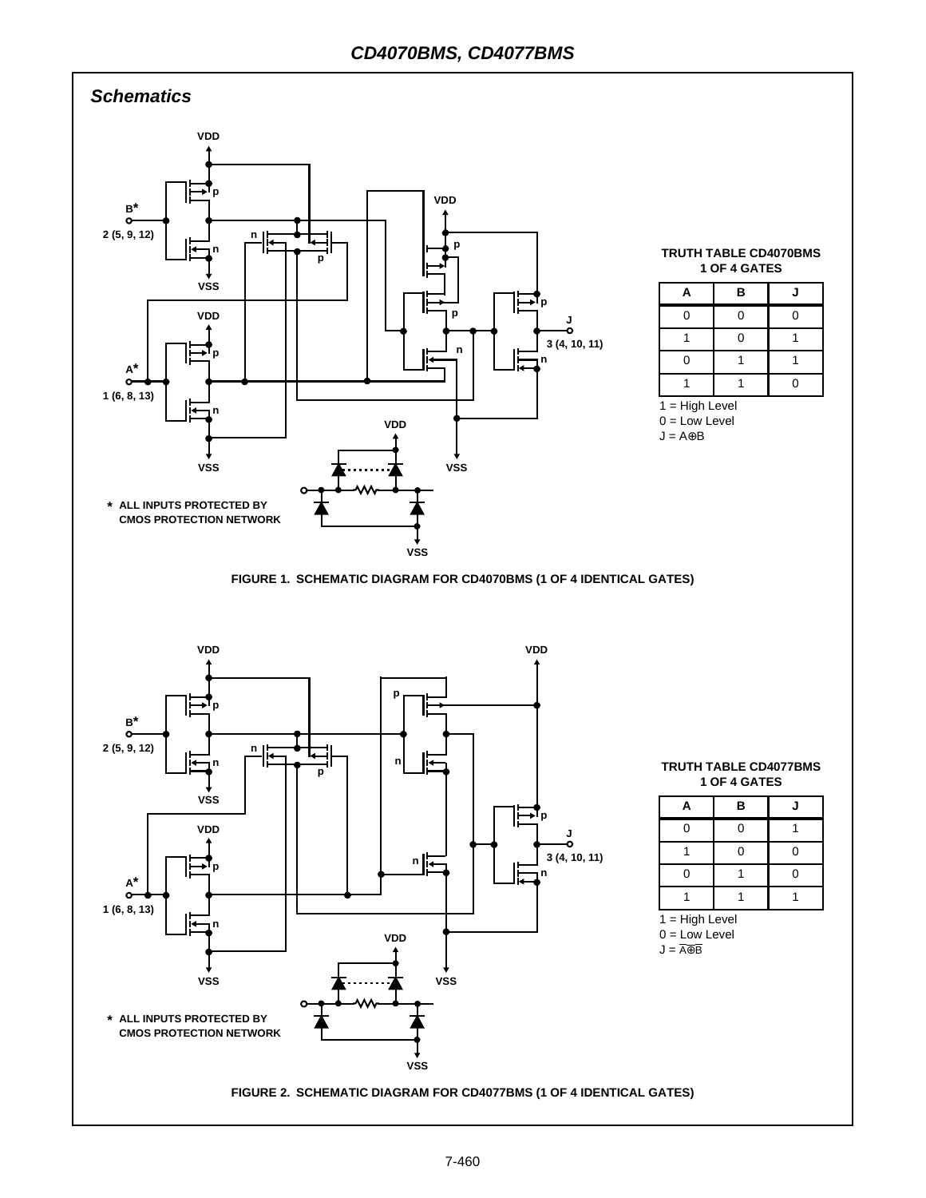## Schematics

* ALL INPUTS PROTECTED BY CMOS PROTECTION NETWORK

**TRUTH TABLE CD4070BMS 1 OF 4 GATES**

| A | B | J |
|---|---|---|
| 0 | 0 | 0 |
| 1 | 0 | 1 |
| 0 | 1 | 1 |
| 1 | 1 | 0 |

1 = High Level
0 = Low Level
J = A⊕B

FIGURE 1. SCHEMATIC DIAGRAM FOR CD4070BMS (1 OF 4 IDENTICAL GATES)

* ALL INPUTS PROTECTED BY CMOS PROTECTION NETWORK

**TRUTH TABLE CD4077BMS 1 OF 4 GATES**

| A | B | J |
|---|---|---|
| 0 | 0 | 1 |
| 1 | 0 | 0 |
| 0 | 1 | 0 |
| 1 | 1 | 1 |

1 = High Level
0 = Low Level
J = $\overline{A \oplus B}$

FIGURE 2. SCHEMATIC DIAGRAM FOR CD4077BMS (1 OF 4 IDENTICAL GATES)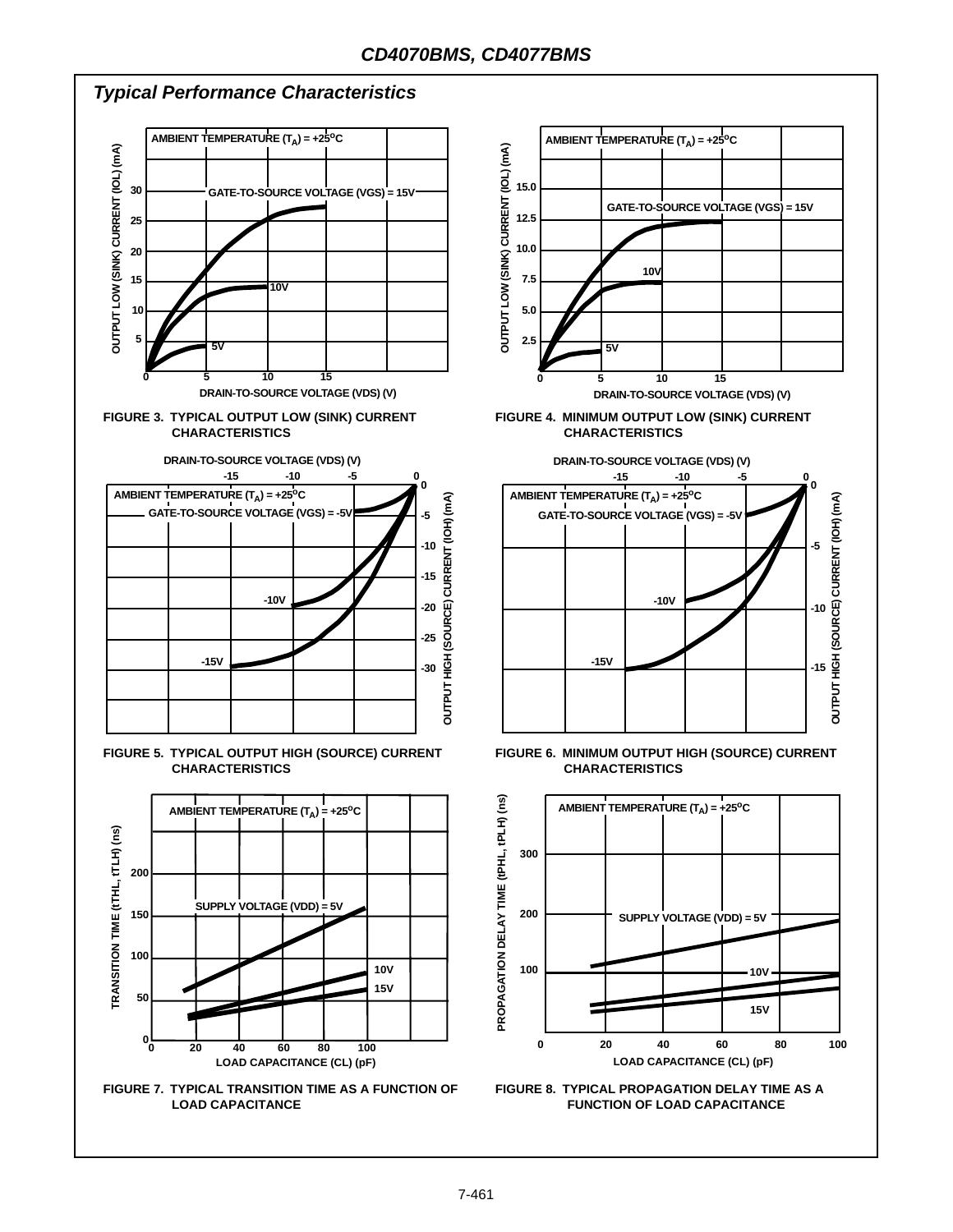## *Typical Performance Characteristics*

AMBIENT TEMPERATURE ($T_A$) = +25°C

GATE-TO-SOURCE VOLTAGE (VGS) = 15V

10V

5V

OUTPUT LOW (SINK) CURRENT (IOL) (mA)

DRAIN-TO-SOURCE VOLTAGE (VDS) (V)

**FIGURE 3. TYPICAL OUTPUT LOW (SINK) CURRENT CHARACTERISTICS**

AMBIENT TEMPERATURE ($T_A$) = +25°C

GATE-TO-SOURCE VOLTAGE (VGS) = 15V

10V

5V

OUTPUT LOW (SINK) CURRENT (IOL) (mA)

DRAIN-TO-SOURCE VOLTAGE (VDS) (V)

**FIGURE 4. MINIMUM OUTPUT LOW (SINK) CURRENT CHARACTERISTICS**

DRAIN-TO-SOURCE VOLTAGE (VDS) (V)

AMBIENT TEMPERATURE ($T_A$) = +25°C

GATE-TO-SOURCE VOLTAGE (VGS) = -5V

-10V

-15V

OUTPUT HIGH (SOURCE) CURRENT (IOH) (mA)

**FIGURE 5. TYPICAL OUTPUT HIGH (SOURCE) CURRENT CHARACTERISTICS**

DRAIN-TO-SOURCE VOLTAGE (VDS) (V)

AMBIENT TEMPERATURE ($T_A$) = +25°C

GATE-TO-SOURCE VOLTAGE (VGS) = -5V

-10V

-15V

OUTPUT HIGH (SOURCE) CURRENT (IOH) (mA)

**FIGURE 6. MINIMUM OUTPUT HIGH (SOURCE) CURRENT CHARACTERISTICS**

AMBIENT TEMPERATURE ($T_A$) = +25°C

SUPPLY VOLTAGE (VDD) = 5V

10V

15V

TRANSITION TIME (tTHL, tTLH) (ns)

LOAD CAPACITANCE (CL) (pF)

**FIGURE 7. TYPICAL TRANSITION TIME AS A FUNCTION OF LOAD CAPACITANCE**

AMBIENT TEMPERATURE ($T_A$) = +25°C

SUPPLY VOLTAGE (VDD) = 5V

10V

15V

PROPAGATION DELAY TIME (tPHL, tPLH) (ns)

LOAD CAPACITANCE (CL) (pF)

**FIGURE 8. TYPICAL PROPAGATION DELAY TIME AS A FUNCTION OF LOAD CAPACITANCE**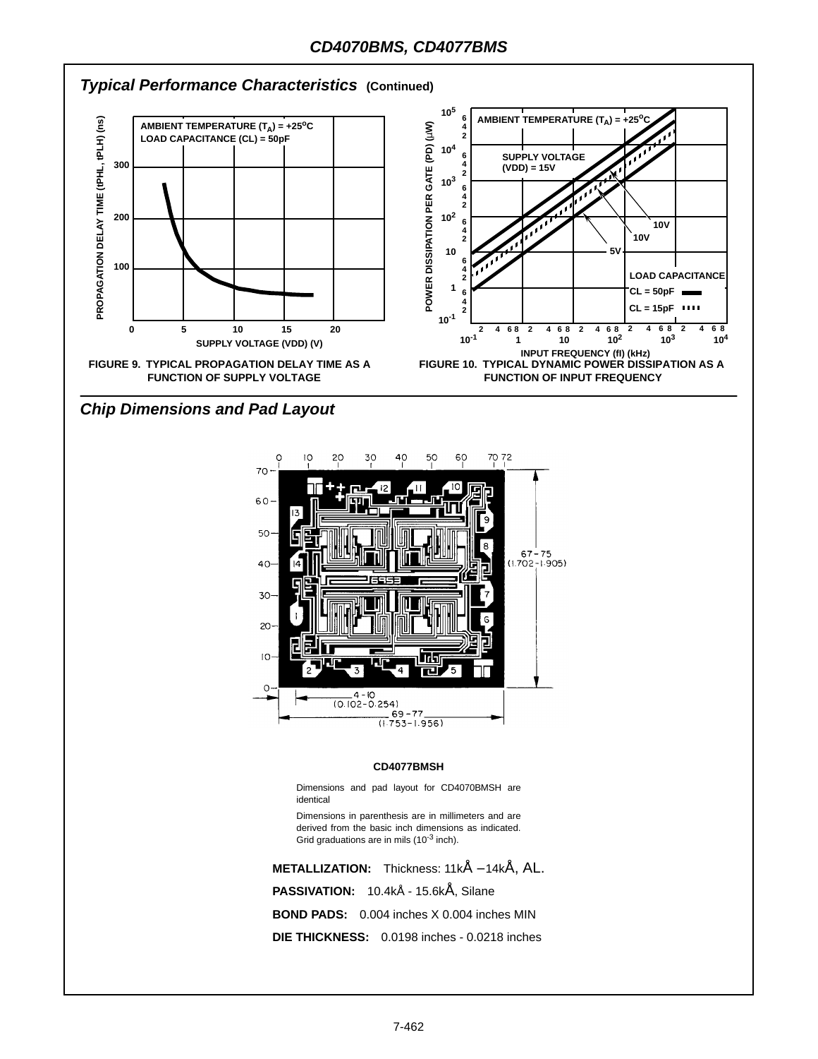## Typical Performance Characteristics (Continued)

AMBIENT TEMPERATURE ($T_A$) = +25°C
LOAD CAPACITANCE (CL) = 50pF

PROPAGATION DELAY TIME (tPHL, tPLH) (ns)

300
200
100

0 5 10 15 20

SUPPLY VOLTAGE (VDD) (V)

FIGURE 9. TYPICAL PROPAGATION DELAY TIME AS A FUNCTION OF SUPPLY VOLTAGE

AMBIENT TEMPERATURE ($T_A$) = +25°C

SUPPLY VOLTAGE (VDD) = 15V

10V
10V
5V

LOAD CAPACITANCE
CL = 50pF
CL = 15pF

POWER DISSIPATION PER GATE (PD) (µW)

$10^5$ $10^4$ $10^3$ $10^2$ 10 1 $10^{-1}$

$10^{-1}$ 1 10 $10^2$ $10^3$ $10^4$

INPUT FREQUENCY (fI) (kHz)

FIGURE 10. TYPICAL DYNAMIC POWER DISSIPATION AS A FUNCTION OF INPUT FREQUENCY

## Chip Dimensions and Pad Layout

0 10 20 30 40 50 60 70 72

70 60 50 40 30 20 10 0

67 - 75
(1.702 - 1.905)

4 - 10
(0.102 - 0.254)

69 - 77
(1.753 - 1.956)

**CD4077BMSH**

Dimensions and pad layout for CD4070BMSH are identical

Dimensions in parenthesis are in millimeters and are derived from the basic inch dimensions as indicated. Grid graduations are in mils ($10^{-3}$ inch).

**METALLIZATION:** Thickness: 11kÅ − 14kÅ, AL.

**PASSIVATION:** 10.4kÅ - 15.6kÅ, Silane

**BOND PADS:** 0.004 inches X 0.004 inches MIN

**DIE THICKNESS:** 0.0198 inches - 0.0218 inches